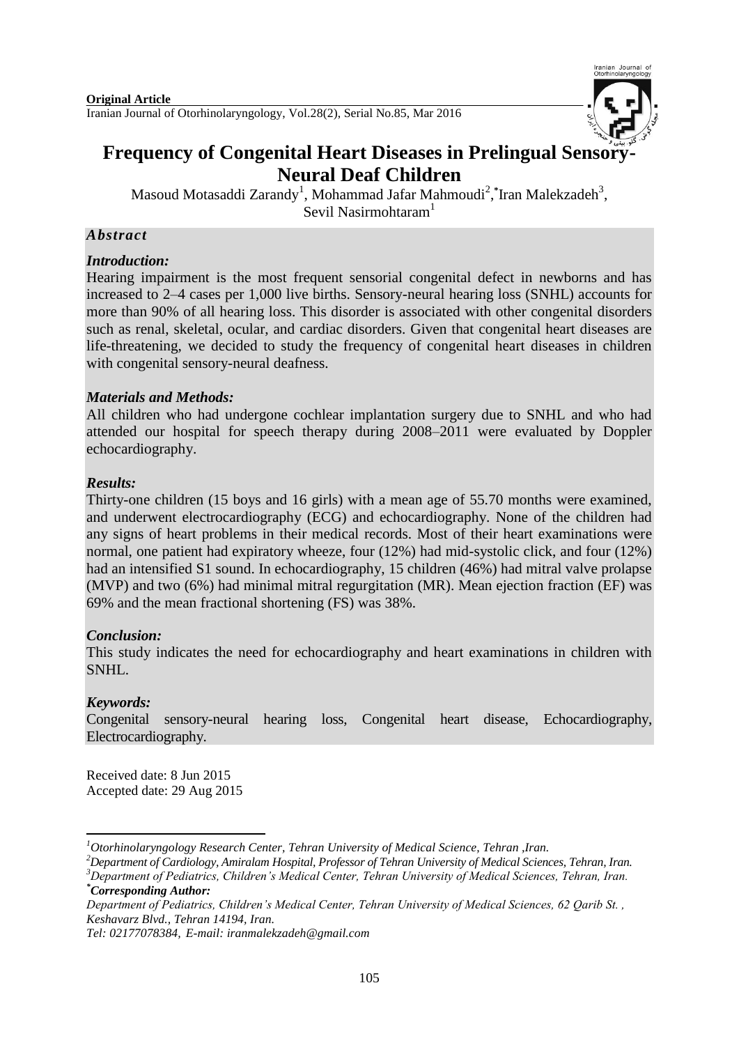**Original Article**

# Frequency of Congenital Heart Diseases in Prelingual Sensory-Neural Deaf Children

Masoud Motasaddi Zarandy[1], Mohammad Jafar Mahmoudi[2], *Iran Malekzadeh[3], Sevil Nasirmohtaram[1]

## *Abstract*

### *Introduction:*

Hearing impairment is the most frequent sensorial congenital defect in newborns and has increased to 2–4 cases per 1,000 live births. Sensory-neural hearing loss (SNHL) accounts for more than 90% of all hearing loss. This disorder is associated with other congenital disorders such as renal, skeletal, ocular, and cardiac disorders. Given that congenital heart diseases are life-threatening, we decided to study the frequency of congenital heart diseases in children with congenital sensory-neural deafness.

### *Materials and Methods:*

All children who had undergone cochlear implantation surgery due to SNHL and who had attended our hospital for speech therapy during 2008–2011 were evaluated by Doppler echocardiography.

### *Results:*

Thirty-one children (15 boys and 16 girls) with a mean age of 55.70 months were examined, and underwent electrocardiography (ECG) and echocardiography. None of the children had any signs of heart problems in their medical records. Most of their heart examinations were normal, one patient had expiratory wheeze, four (12%) had mid-systolic click, and four (12%) had an intensified S1 sound. In echocardiography, 15 children (46%) had mitral valve prolapse (MVP) and two (6%) had minimal mitral regurgitation (MR). Mean ejection fraction (EF) was 69% and the mean fractional shortening (FS) was 38%.

### *Conclusion:*

This study indicates the need for echocardiography and heart examinations in children with SNHL.

### *Keywords:*

Congenital sensory-neural hearing loss, Congenital heart disease, Echocardiography, Electrocardiography.

Received date: 8 Jun 2015
Accepted date: 29 Aug 2015

---

[1] *Otorhinolaryngology Research Center, Tehran University of Medical Science, Tehran ,Iran.*

[2] *Department of Cardiology, Amiralam Hospital, Professor of Tehran University of Medical Sciences, Tehran, Iran.*

[3] *Department of Pediatrics, Children's Medical Center, Tehran University of Medical Sciences, Tehran, Iran.*

***Corresponding Author:***

*Department of Pediatrics, Children's Medical Center, Tehran University of Medical Sciences, 62 Qarib St. , Keshavarz Blvd., Tehran 14194, Iran.*

*Tel: 02177078384, E-mail: iranmalekzadeh@gmail.com*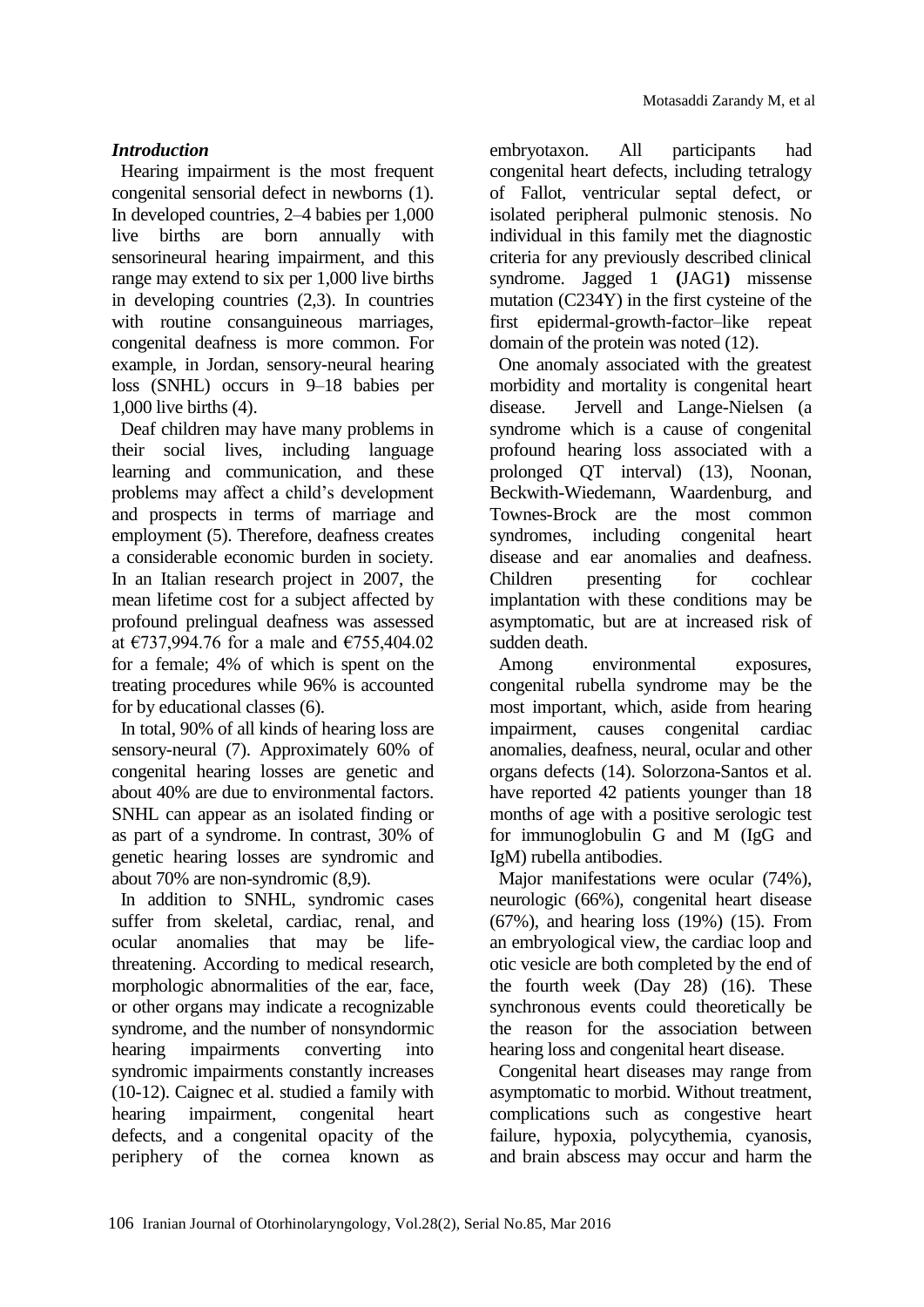### *Introduction*

Hearing impairment is the most frequent congenital sensorial defect in newborns (1). In developed countries, 2–4 babies per 1,000 live births are born annually with sensorineural hearing impairment, and this range may extend to six per 1,000 live births in developing countries (2,3). In countries with routine consanguineous marriages, congenital deafness is more common. For example, in Jordan, sensory-neural hearing loss (SNHL) occurs in 9–18 babies per 1,000 live births (4).

Deaf children may have many problems in their social lives, including language learning and communication, and these problems may affect a child's development and prospects in terms of marriage and employment (5). Therefore, deafness creates a considerable economic burden in society. In an Italian research project in 2007, the mean lifetime cost for a subject affected by profound prelingual deafness was assessed at €737,994.76 for a male and €755,404.02 for a female; 4% of which is spent on the treating procedures while 96% is accounted for by educational classes (6).

In total, 90% of all kinds of hearing loss are sensory-neural (7). Approximately 60% of congenital hearing losses are genetic and about 40% are due to environmental factors. SNHL can appear as an isolated finding or as part of a syndrome. In contrast, 30% of genetic hearing losses are syndromic and about 70% are non-syndromic (8,9).

In addition to SNHL, syndromic cases suffer from skeletal, cardiac, renal, and ocular anomalies that may be life-threatening. According to medical research, morphologic abnormalities of the ear, face, or other organs may indicate a recognizable syndrome, and the number of nonsyndormic hearing impairments converting into syndromic impairments constantly increases (10-12). Caignec et al. studied a family with hearing impairment, congenital heart defects, and a congenital opacity of the periphery of the cornea known as embryotaxon. All participants had congenital heart defects, including tetralogy of Fallot, ventricular septal defect, or isolated peripheral pulmonic stenosis. No individual in this family met the diagnostic criteria for any previously described clinical syndrome. Jagged 1 **(**JAG1**)** missense mutation (C234Y) in the first cysteine of the first epidermal-growth-factor–like repeat domain of the protein was noted (12).

One anomaly associated with the greatest morbidity and mortality is congenital heart disease. Jervell and Lange-Nielsen (a syndrome which is a cause of congenital profound hearing loss associated with a prolonged QT interval) (13), Noonan, Beckwith-Wiedemann, Waardenburg, and Townes-Brock are the most common syndromes, including congenital heart disease and ear anomalies and deafness. Children presenting for cochlear implantation with these conditions may be asymptomatic, but are at increased risk of sudden death.

Among environmental exposures, congenital rubella syndrome may be the most important, which, aside from hearing impairment, causes congenital cardiac anomalies, deafness, neural, ocular and other organs defects (14). Solorzona-Santos et al. have reported 42 patients younger than 18 months of age with a positive serologic test for immunoglobulin G and M (IgG and IgM) rubella antibodies.

Major manifestations were ocular (74%), neurologic (66%), congenital heart disease (67%), and hearing loss (19%) (15). From an embryological view, the cardiac loop and otic vesicle are both completed by the end of the fourth week (Day 28) (16). These synchronous events could theoretically be the reason for the association between hearing loss and congenital heart disease.

Congenital heart diseases may range from asymptomatic to morbid. Without treatment, complications such as congestive heart failure, hypoxia, polycythemia, cyanosis, and brain abscess may occur and harm the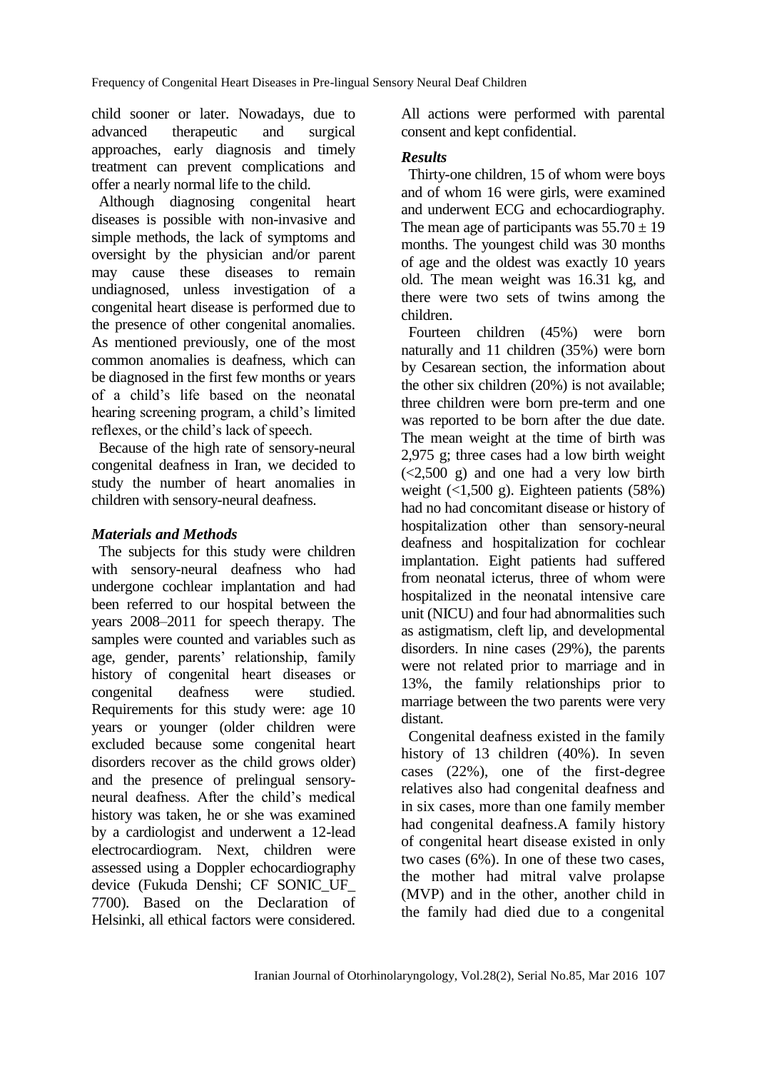child sooner or later. Nowadays, due to advanced therapeutic and surgical approaches, early diagnosis and timely treatment can prevent complications and offer a nearly normal life to the child.

Although diagnosing congenital heart diseases is possible with non-invasive and simple methods, the lack of symptoms and oversight by the physician and/or parent may cause these diseases to remain undiagnosed, unless investigation of a congenital heart disease is performed due to the presence of other congenital anomalies. As mentioned previously, one of the most common anomalies is deafness, which can be diagnosed in the first few months or years of a child's life based on the neonatal hearing screening program, a child's limited reflexes, or the child's lack of speech.

Because of the high rate of sensory-neural congenital deafness in Iran, we decided to study the number of heart anomalies in children with sensory-neural deafness.

### *Materials and Methods*

The subjects for this study were children with sensory-neural deafness who had undergone cochlear implantation and had been referred to our hospital between the years 2008–2011 for speech therapy. The samples were counted and variables such as age, gender, parents' relationship, family history of congenital heart diseases or congenital deafness were studied. Requirements for this study were: age 10 years or younger (older children were excluded because some congenital heart disorders recover as the child grows older) and the presence of prelingual sensory-neural deafness. After the child's medical history was taken, he or she was examined by a cardiologist and underwent a 12-lead electrocardiogram. Next, children were assessed using a Doppler echocardiography device (Fukuda Denshi; CF SONIC_UF_ 7700). Based on the Declaration of Helsinki, all ethical factors were considered. All actions were performed with parental consent and kept confidential.

### *Results*

Thirty-one children, 15 of whom were boys and of whom 16 were girls, were examined and underwent ECG and echocardiography. The mean age of participants was $55.70 \pm 19$ months. The youngest child was 30 months of age and the oldest was exactly 10 years old. The mean weight was 16.31 kg, and there were two sets of twins among the children.

Fourteen children (45%) were born naturally and 11 children (35%) were born by Cesarean section, the information about the other six children (20%) is not available; three children were born pre-term and one was reported to be born after the due date. The mean weight at the time of birth was 2,975 g; three cases had a low birth weight (<2,500 g) and one had a very low birth weight (<1,500 g). Eighteen patients (58%) had no had concomitant disease or history of hospitalization other than sensory-neural deafness and hospitalization for cochlear implantation. Eight patients had suffered from neonatal icterus, three of whom were hospitalized in the neonatal intensive care unit (NICU) and four had abnormalities such as astigmatism, cleft lip, and developmental disorders. In nine cases (29%), the parents were not related prior to marriage and in 13%, the family relationships prior to marriage between the two parents were very distant.

Congenital deafness existed in the family history of 13 children (40%). In seven cases (22%), one of the first-degree relatives also had congenital deafness and in six cases, more than one family member had congenital deafness.A family history of congenital heart disease existed in only two cases (6%). In one of these two cases, the mother had mitral valve prolapse (MVP) and in the other, another child in the family had died due to a congenital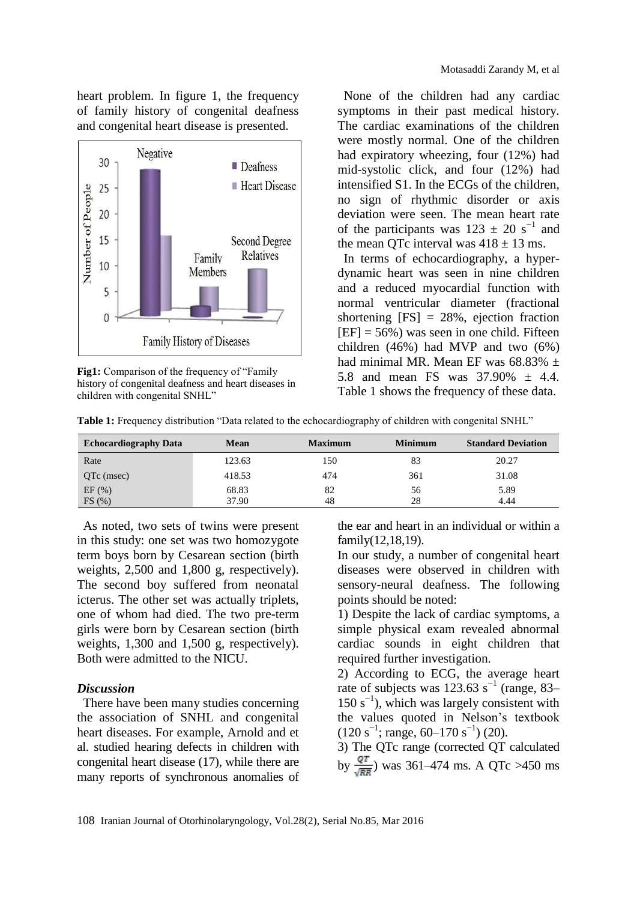heart problem. In figure 1, the frequency of family history of congenital deafness and congenital heart disease is presented.

**Fig1:** Comparison of the frequency of "Family history of congenital deafness and heart diseases in children with congenital SNHL"

None of the children had any cardiac symptoms in their past medical history. The cardiac examinations of the children were mostly normal. One of the children had expiratory wheezing, four (12%) had mid-systolic click, and four (12%) had intensified S1. In the ECGs of the children, no sign of rhythmic disorder or axis deviation were seen. The mean heart rate of the participants was 123 ± 20 $s^{-1}$ and the mean QTc interval was 418 ± 13 ms.

In terms of echocardiography, a hyper-dynamic heart was seen in nine children and a reduced myocardial function with normal ventricular diameter (fractional shortening [FS] = 28%, ejection fraction [EF] = 56%) was seen in one child. Fifteen children (46%) had MVP and two (6%) had minimal MR. Mean EF was 68.83% ± 5.8 and mean FS was 37.90% ± 4.4. Table 1 shows the frequency of these data.

**Table 1:** Frequency distribution "Data related to the echocardiography of children with congenital SNHL"

| Echocardiography Data | Mean | Maximum | Minimum | Standard Deviation |
| --- | --- | --- | --- | --- |
| Rate | 123.63 | 150 | 83 | 20.27 |
| QTc (msec) | 418.53 | 474 | 361 | 31.08 |
| EF (%) | 68.83 | 82 | 56 | 5.89 |
| FS (%) | 37.90 | 48 | 28 | 4.44 |

As noted, two sets of twins were present in this study: one set was two homozygote term boys born by Cesarean section (birth weights, 2,500 and 1,800 g, respectively). The second boy suffered from neonatal icterus. The other set was actually triplets, one of whom had died. The two pre-term girls were born by Cesarean section (birth weights, 1,300 and 1,500 g, respectively). Both were admitted to the NICU.

### *Discussion*

There have been many studies concerning the association of SNHL and congenital heart diseases. For example, Arnold and et al. studied hearing defects in children with congenital heart disease (17), while there are many reports of synchronous anomalies of the ear and heart in an individual or within a family(12,18,19).

In our study, a number of congenital heart diseases were observed in children with sensory-neural deafness. The following points should be noted:

1) Despite the lack of cardiac symptoms, a simple physical exam revealed abnormal cardiac sounds in eight children that required further investigation.

2) According to ECG, the average heart rate of subjects was 123.63 $s^{-1}$ (range, 83–150 $s^{-1}$), which was largely consistent with the values quoted in Nelson's textbook (120 $s^{-1}$; range, 60–170 $s^{-1}$) (20).

3) The QTc range (corrected QT calculated by $\frac{QT}{\sqrt{RR}}$) was 361–474 ms. A QTc >450 ms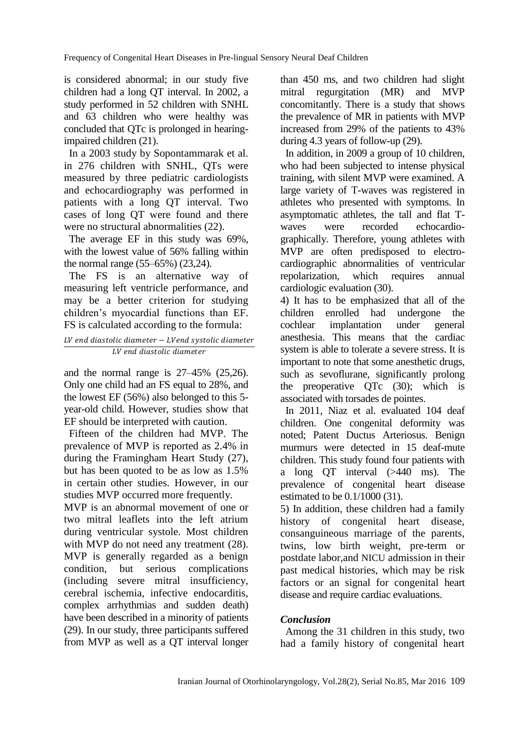is considered abnormal; in our study five children had a long QT interval. In 2002, a study performed in 52 children with SNHL and 63 children who were healthy was concluded that QTc is prolonged in hearing-impaired children (21).

In a 2003 study by Sopontammarak et al. in 276 children with SNHL, QTs were measured by three pediatric cardiologists and echocardiography was performed in patients with a long QT interval. Two cases of long QT were found and there were no structural abnormalities (22).

The average EF in this study was 69%, with the lowest value of 56% falling within the normal range (55–65%) (23,24).

The FS is an alternative way of measuring left ventricle performance, and may be a better criterion for studying children's myocardial functions than EF. FS is calculated according to the formula:

$$\frac{LV\ end\ diastolic\ diameter - LVend\ systolic\ diameter}{LV\ end\ diastolic\ diameter}$$

and the normal range is 27–45% (25,26). Only one child had an FS equal to 28%, and the lowest EF (56%) also belonged to this 5-year-old child. However, studies show that EF should be interpreted with caution.

Fifteen of the children had MVP. The prevalence of MVP is reported as 2.4% in during the Framingham Heart Study (27), but has been quoted to be as low as 1.5% in certain other studies. However, in our studies MVP occurred more frequently.

MVP is an abnormal movement of one or two mitral leaflets into the left atrium during ventricular systole. Most children with MVP do not need any treatment (28). MVP is generally regarded as a benign condition, but serious complications (including severe mitral insufficiency, cerebral ischemia, infective endocarditis, complex arrhythmias and sudden death) have been described in a minority of patients (29). In our study, three participants suffered from MVP as well as a QT interval longer than 450 ms, and two children had slight mitral regurgitation (MR) and MVP concomitantly. There is a study that shows the prevalence of MR in patients with MVP increased from 29% of the patients to 43% during 4.3 years of follow-up (29).

In addition, in 2009 a group of 10 children, who had been subjected to intense physical training, with silent MVP were examined. A large variety of T-waves was registered in athletes who presented with symptoms. In asymptomatic athletes, the tall and flat T-waves were recorded echocardiographically. Therefore, young athletes with MVP are often predisposed to electrocardiographic abnormalities of ventricular repolarization, which requires annual cardiologic evaluation (30).

4) It has to be emphasized that all of the children enrolled had undergone the cochlear implantation under general anesthesia. This means that the cardiac system is able to tolerate a severe stress. It is important to note that some anesthetic drugs, such as sevoflurane, significantly prolong the preoperative QTc (30); which is associated with torsades de pointes.

In 2011, Niaz et al. evaluated 104 deaf children. One congenital deformity was noted; Patent Ductus Arteriosus. Benign murmurs were detected in 15 deaf-mute children. This study found four patients with a long QT interval (>440 ms). The prevalence of congenital heart disease estimated to be 0.1/1000 (31).

5) In addition, these children had a family history of congenital heart disease, consanguineous marriage of the parents, twins, low birth weight, pre-term or postdate labor,and NICU admission in their past medical histories, which may be risk factors or an signal for congenital heart disease and require cardiac evaluations.

### *Conclusion*

Among the 31 children in this study, two had a family history of congenital heart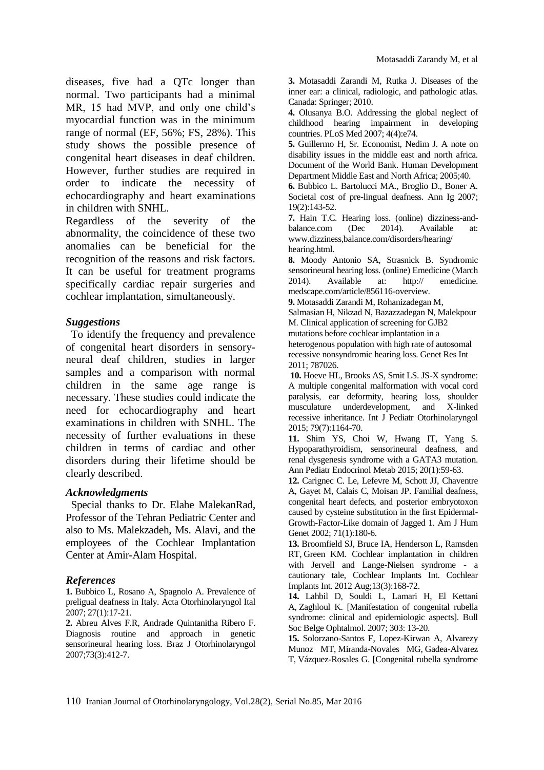diseases, five had a QTc longer than normal. Two participants had a minimal MR, 15 had MVP, and only one child's myocardial function was in the minimum range of normal (EF, 56%; FS, 28%). This study shows the possible presence of congenital heart diseases in deaf children. However, further studies are required in order to indicate the necessity of echocardiography and heart examinations in children with SNHL.

Regardless of the severity of the abnormality, the coincidence of these two anomalies can be beneficial for the recognition of the reasons and risk factors. It can be useful for treatment programs specifically cardiac repair surgeries and cochlear implantation, simultaneously.

### *Suggestions*

To identify the frequency and prevalence of congenital heart disorders in sensory-neural deaf children, studies in larger samples and a comparison with normal children in the same age range is necessary. These studies could indicate the need for echocardiography and heart examinations in children with SNHL. The necessity of further evaluations in these children in terms of cardiac and other disorders during their lifetime should be clearly described.

### *Acknowledgments*

Special thanks to Dr. Elahe MalekanRad, Professor of the Tehran Pediatric Center and also to Ms. Malekzadeh, Ms. Alavi, and the employees of the Cochlear Implantation Center at Amir-Alam Hospital.

### *References*

**1.** Bubbico L, Rosano A, Spagnolo A. Prevalence of preligual deafness in Italy. Acta Otorhinolaryngol Ital 2007; 27(1):17-21.

**2.** Abreu Alves F.R, Andrade Quintanitha Ribero F. Diagnosis routine and approach in genetic sensorineural hearing loss. Braz J Otorhinolaryngol 2007;73(3):412-7.

**3.** Motasaddi Zarandi M, Rutka J. Diseases of the inner ear: a clinical, radiologic, and pathologic atlas. Canada: Springer; 2010.

**4.** Olusanya B.O. Addressing the global neglect of childhood hearing impairment in developing countries. PLoS Med 2007; 4(4):e74.

**5.** Guillermo H, Sr. Economist, Nedim J. A note on disability issues in the middle east and north africa. Document of the World Bank. Human Development Department Middle East and North Africa; 2005;40.

**6.** Bubbico L. Bartolucci MA., Broglio D., Boner A. Societal cost of pre-lingual deafness. Ann Ig 2007; 19(2):143-52.

**7.** Hain T.C. Hearing loss. (online) dizziness-and-balance.com (Dec 2014). Available at: www.dizziness,balance.com/disorders/hearing/ hearing.html.

**8.** Moody Antonio SA, Strasnick B. Syndromic sensorineural hearing loss. (online) Emedicine (March 2014). Available at: http:// emedicine. medscape.com/article/856116-overview.

**9.** Motasaddi Zarandi M, Rohanizadegan M, Salmasian H, Nikzad N, Bazazzadegan N, Malekpour M. Clinical application of screening for GJB2 mutations before cochlear implantation in a heterogenous population with high rate of autosomal recessive nonsyndromic hearing loss. Genet Res Int 2011; 787026.

**10.** Hoeve HL, Brooks AS, Smit LS. JS-X syndrome: A multiple congenital malformation with vocal cord paralysis, ear deformity, hearing loss, shoulder musculature underdevelopment, and X-linked recessive inheritance. Int J Pediatr Otorhinolaryngol 2015; 79(7):1164-70.

**11.** Shim YS, Choi W, Hwang IT, Yang S. Hypoparathyroidism, sensorineural deafness, and renal dysgenesis syndrome with a GATA3 mutation. Ann Pediatr Endocrinol Metab 2015; 20(1):59-63.

**12.** Carignec C. Le, Lefevre M, Schott JJ, Chaventre A, Gayet M, Calais C, Moisan JP. Familial deafness, congenital heart defects, and posterior embryotoxon caused by cysteine substitution in the first Epidermal-Growth-Factor-Like domain of Jagged 1. Am J Hum Genet 2002; 71(1):180-6.

**13.** Broomfield SJ, Bruce IA, Henderson L, Ramsden RT, Green KM. Cochlear implantation in children with Jervell and Lange-Nielsen syndrome - a cautionary tale, Cochlear Implants Int. Cochlear Implants Int. 2012 Aug;13(3):168-72.

**14.** Lahbil D, Souldi L, Lamari H, El Kettani A, Zaghloul K. [Manifestation of congenital rubella syndrome: clinical and epidemiologic aspects]. Bull Soc Belge Ophtalmol. 2007; 303: 13-20.

**15.** Solorzano-Santos F, Lopez-Kirwan A, Alvarezy Munoz MT, Miranda-Novales MG, Gadea-Alvarez T, Vázquez-Rosales G. [Congenital rubella syndrome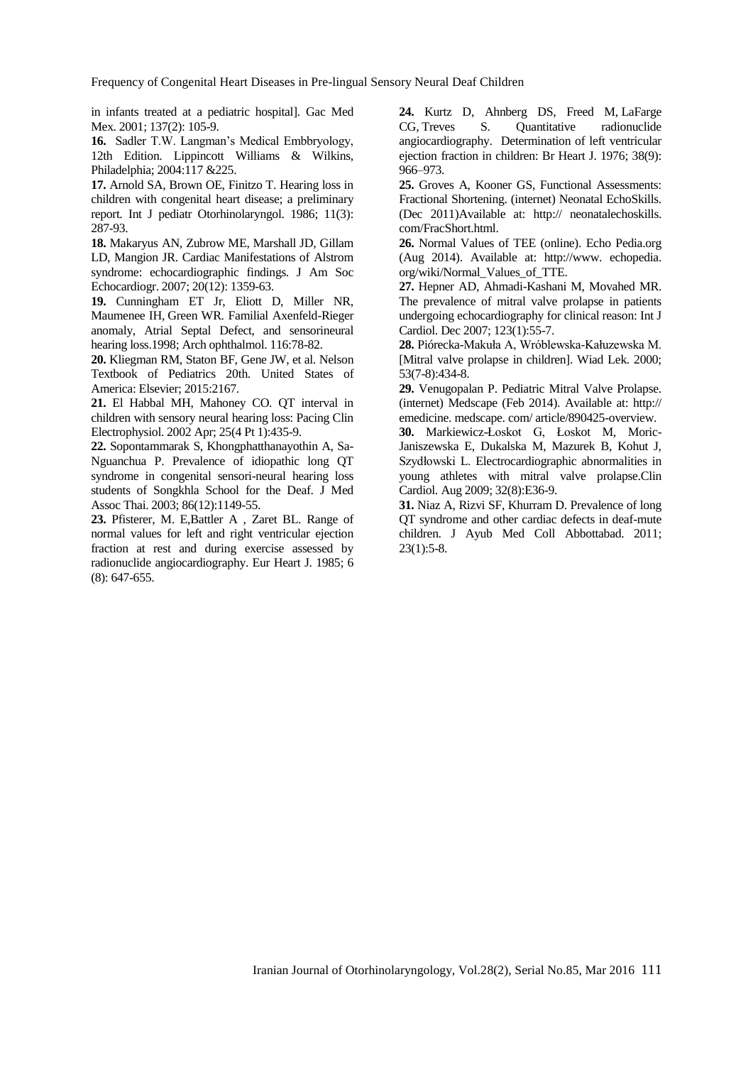in infants treated at a pediatric hospital]. Gac Med Mex. 2001; 137(2): 105-9.

**16.** Sadler T.W. Langman's Medical Embbryology, 12th Edition. Lippincott Williams & Wilkins, Philadelphia; 2004:117 &225.

**17.** Arnold SA, Brown OE, Finitzo T. Hearing loss in children with congenital heart disease; a preliminary report. Int J pediatr Otorhinolaryngol. 1986; 11(3): 287-93.

**18.** Makaryus AN, Zubrow ME, Marshall JD, Gillam LD, Mangion JR. Cardiac Manifestations of Alstrom syndrome: echocardiographic findings. J Am Soc Echocardiogr. 2007; 20(12): 1359-63.

**19.** Cunningham ET Jr, Eliott D, Miller NR, Maumenee IH, Green WR. Familial Axenfeld-Rieger anomaly, Atrial Septal Defect, and sensorineural hearing loss.1998; Arch ophthalmol. 116:78-82.

**20.** Kliegman RM, Staton BF, Gene JW, et al. Nelson Textbook of Pediatrics 20th. United States of America: Elsevier; 2015:2167.

**21.** El Habbal MH, Mahoney CO. QT interval in children with sensory neural hearing loss: Pacing Clin Electrophysiol. 2002 Apr; 25(4 Pt 1):435-9.

**22.** Sopontammarak S, Khongphatthanayothin A, Sa-Nguanchua P. Prevalence of idiopathic long QT syndrome in congenital sensori-neural hearing loss students of Songkhla School for the Deaf. J Med Assoc Thai. 2003; 86(12):1149-55.

**23.** Pfisterer, M. E,Battler A , Zaret BL. Range of normal values for left and right ventricular ejection fraction at rest and during exercise assessed by radionuclide angiocardiography. Eur Heart J. 1985; 6 (8): 647-655.

**24.** Kurtz D, Ahnberg DS, Freed M, LaFarge CG, Treves S. Quantitative radionuclide angiocardiography. Determination of left ventricular ejection fraction in children: Br Heart J. 1976; 38(9): 966–973.

**25.** Groves A, Kooner GS, Functional Assessments: Fractional Shortening. (internet) Neonatal EchoSkills. (Dec 2011)Available at: http:// neonatalechoskills. com/FracShort.html.

**26.** Normal Values of TEE (online). Echo Pedia.org (Aug 2014). Available at: http://www. echopedia. org/wiki/Normal_Values_of_TTE.

**27.** Hepner AD, Ahmadi-Kashani M, Movahed MR. The prevalence of mitral valve prolapse in patients undergoing echocardiography for clinical reason: Int J Cardiol. Dec 2007; 123(1):55-7.

**28.** Piórecka-Makuła A, Wróblewska-Kałuzewska M. [Mitral valve prolapse in children]. Wiad Lek. 2000; 53(7-8):434-8.

**29.** Venugopalan P. Pediatric Mitral Valve Prolapse. (internet) Medscape (Feb 2014). Available at: http:// emedicine. medscape. com/ article/890425-overview.

**30.** Markiewicz-Łoskot G, Łoskot M, Moric-Janiszewska E, Dukalska M, Mazurek B, Kohut J, Szydłowski L. Electrocardiographic abnormalities in young athletes with mitral valve prolapse.Clin Cardiol. Aug 2009; 32(8):E36-9.

**31.** Niaz A, Rizvi SF, Khurram D. Prevalence of long QT syndrome and other cardiac defects in deaf-mute children. J Ayub Med Coll Abbottabad. 2011; 23(1):5-8.